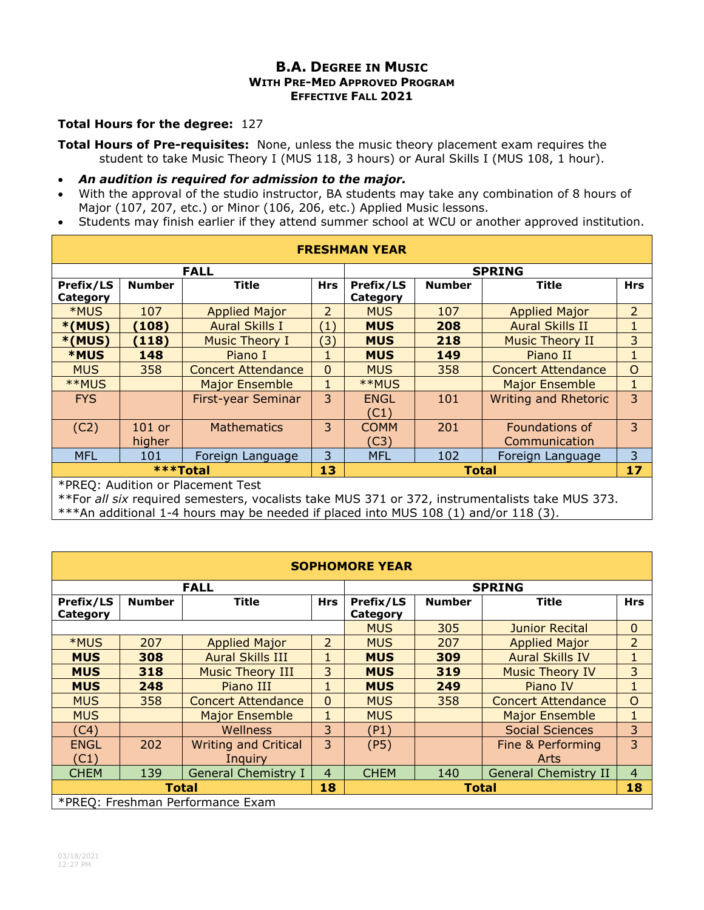# B.A. Degree in Music
## With Pre-Med Approved Program
## Effective Fall 2021

**Total Hours for the degree:** 127

**Total Hours of Pre-requisites:** None, unless the music theory placement exam requires the student to take Music Theory I (MUS 118, 3 hours) or Aural Skills I (MUS 108, 1 hour).

- ***An audition is required for admission to the major.***
- With the approval of the studio instructor, BA students may take any combination of 8 hours of Major (107, 207, etc.) or Minor (106, 206, etc.) Applied Music lessons.
- Students may finish earlier if they attend summer school at WCU or another approved institution.

| FRESHMAN YEAR | | | | | | | |
|---|---|---|---|---|---|---|---|
| FALL | | | | SPRING | | | |
| Prefix/LS Category | Number | Title | Hrs | Prefix/LS Category | Number | Title | Hrs |
| *MUS | 107 | Applied Major | 2 | MUS | 107 | Applied Major | 2 |
| ***(MUS)** | **(108)** | Aural Skills I | (1) | **MUS** | **208** | Aural Skills II | 1 |
| ***(MUS)** | **(118)** | Music Theory I | (3) | **MUS** | **218** | Music Theory II | 3 |
| ***MUS** | **148** | Piano I | 1 | **MUS** | **149** | Piano II | 1 |
| MUS | 358 | Concert Attendance | 0 | MUS | 358 | Concert Attendance | O |
| **MUS | | Major Ensemble | 1 | **MUS | | Major Ensemble | 1 |
| FYS | | First-year Seminar | 3 | ENGL (C1) | 101 | Writing and Rhetoric | 3 |
| (C2) | 101 or higher | Mathematics | 3 | COMM (C3) | 201 | Foundations of Communication | 3 |
| MFL | 101 | Foreign Language | 3 | MFL | 102 | Foreign Language | 3 |
| ***Total** | | | **13** | **Total** | | | **17** |

*PREQ: Audition or Placement Test
**For *all six* required semesters, vocalists take MUS 371 or 372, instrumentalists take MUS 373.
***An additional 1-4 hours may be needed if placed into MUS 108 (1) and/or 118 (3).

| SOPHOMORE YEAR | | | | | | | |
|---|---|---|---|---|---|---|---|
| FALL | | | | SPRING | | | |
| Prefix/LS Category | Number | Title | Hrs | Prefix/LS Category | Number | Title | Hrs |
| | | | | MUS | 305 | Junior Recital | 0 |
| *MUS | 207 | Applied Major | 2 | MUS | 207 | Applied Major | 2 |
| **MUS** | **308** | Aural Skills III | 1 | **MUS** | **309** | Aural Skills IV | 1 |
| **MUS** | **318** | Music Theory III | 3 | **MUS** | **319** | Music Theory IV | 3 |
| **MUS** | **248** | Piano III | 1 | **MUS** | **249** | Piano IV | 1 |
| MUS | 358 | Concert Attendance | 0 | MUS | 358 | Concert Attendance | O |
| MUS | | Major Ensemble | 1 | MUS | | Major Ensemble | 1 |
| (C4) | | Wellness | 3 | (P1) | | Social Sciences | 3 |
| ENGL (C1) | 202 | Writing and Critical Inquiry | 3 | (P5) | | Fine & Performing Arts | 3 |
| CHEM | 139 | General Chemistry I | 4 | CHEM | 140 | General Chemistry II | 4 |
| **Total** | | | **18** | **Total** | | | **18** |

*PREQ: Freshman Performance Exam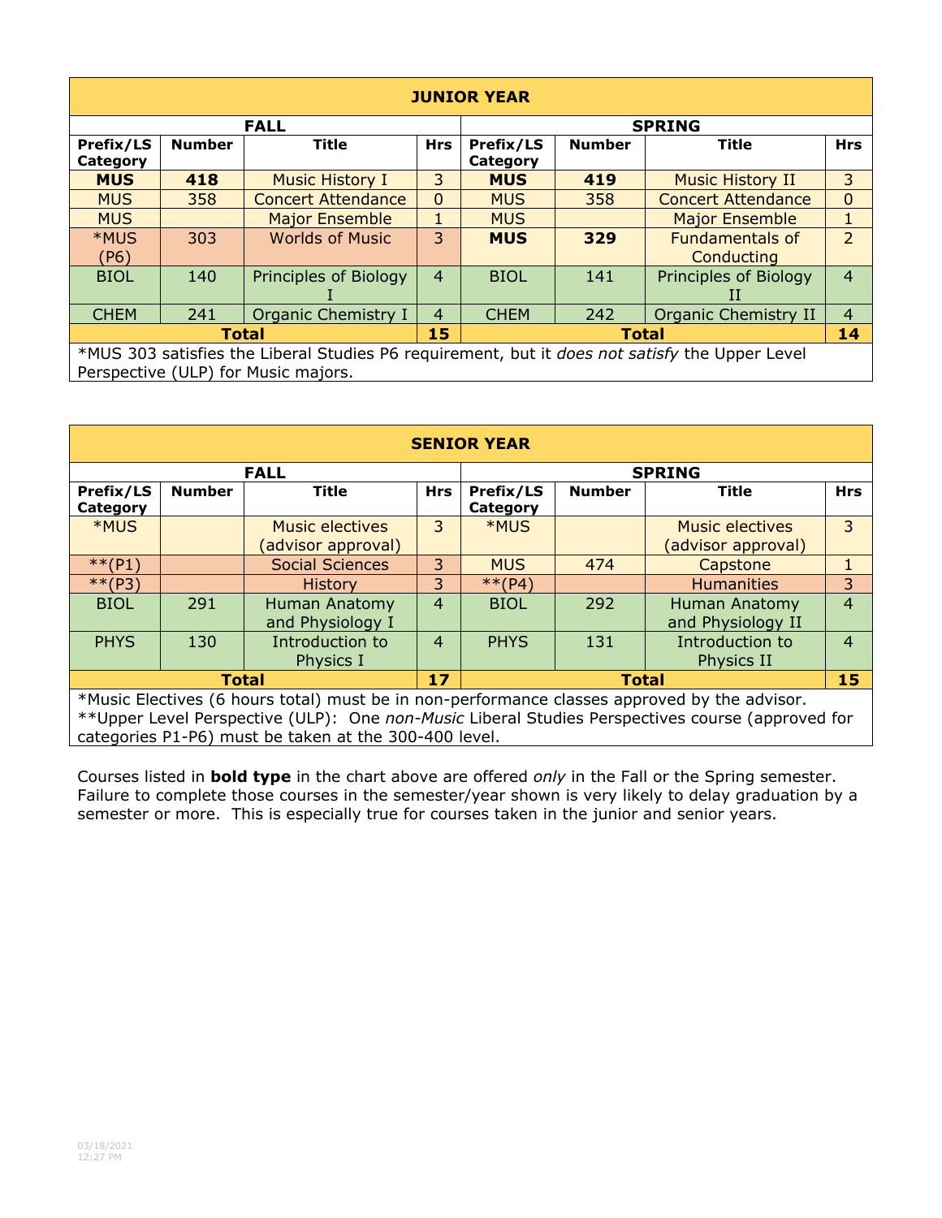| JUNIOR YEAR | | | | | | | |
|---|---|---|---|---|---|---|---|
| FALL | | | | SPRING | | | |
| Prefix/LS Category | Number | Title | Hrs | Prefix/LS Category | Number | Title | Hrs |
| **MUS** | **418** | Music History I | 3 | **MUS** | **419** | Music History II | 3 |
| MUS | 358 | Concert Attendance | 0 | MUS | 358 | Concert Attendance | 0 |
| MUS | | Major Ensemble | 1 | MUS | | Major Ensemble | 1 |
| *MUS (P6) | 303 | Worlds of Music | 3 | **MUS** | **329** | Fundamentals of Conducting | 2 |
| BIOL | 140 | Principles of Biology I | 4 | BIOL | 141 | Principles of Biology II | 4 |
| CHEM | 241 | Organic Chemistry I | 4 | CHEM | 242 | Organic Chemistry II | 4 |
| **Total** | | | **15** | **Total** | | | **14** |

*MUS 303 satisfies the Liberal Studies P6 requirement, but it *does not satisfy* the Upper Level Perspective (ULP) for Music majors.

| SENIOR YEAR | | | | | | | |
|---|---|---|---|---|---|---|---|
| FALL | | | | SPRING | | | |
| Prefix/LS Category | Number | Title | Hrs | Prefix/LS Category | Number | Title | Hrs |
| *MUS | | Music electives (advisor approval) | 3 | *MUS | | Music electives (advisor approval) | 3 |
| **(P1) | | Social Sciences | 3 | MUS | 474 | Capstone | 1 |
| **(P3) | | History | 3 | **(P4) | | Humanities | 3 |
| BIOL | 291 | Human Anatomy and Physiology I | 4 | BIOL | 292 | Human Anatomy and Physiology II | 4 |
| PHYS | 130 | Introduction to Physics I | 4 | PHYS | 131 | Introduction to Physics II | 4 |
| **Total** | | | **17** | **Total** | | | **15** |

*Music Electives (6 hours total) must be in non-performance classes approved by the advisor.
**Upper Level Perspective (ULP): One *non-Music* Liberal Studies Perspectives course (approved for categories P1-P6) must be taken at the 300-400 level.

Courses listed in **bold type** in the chart above are offered *only* in the Fall or the Spring semester. Failure to complete those courses in the semester/year shown is very likely to delay graduation by a semester or more. This is especially true for courses taken in the junior and senior years.